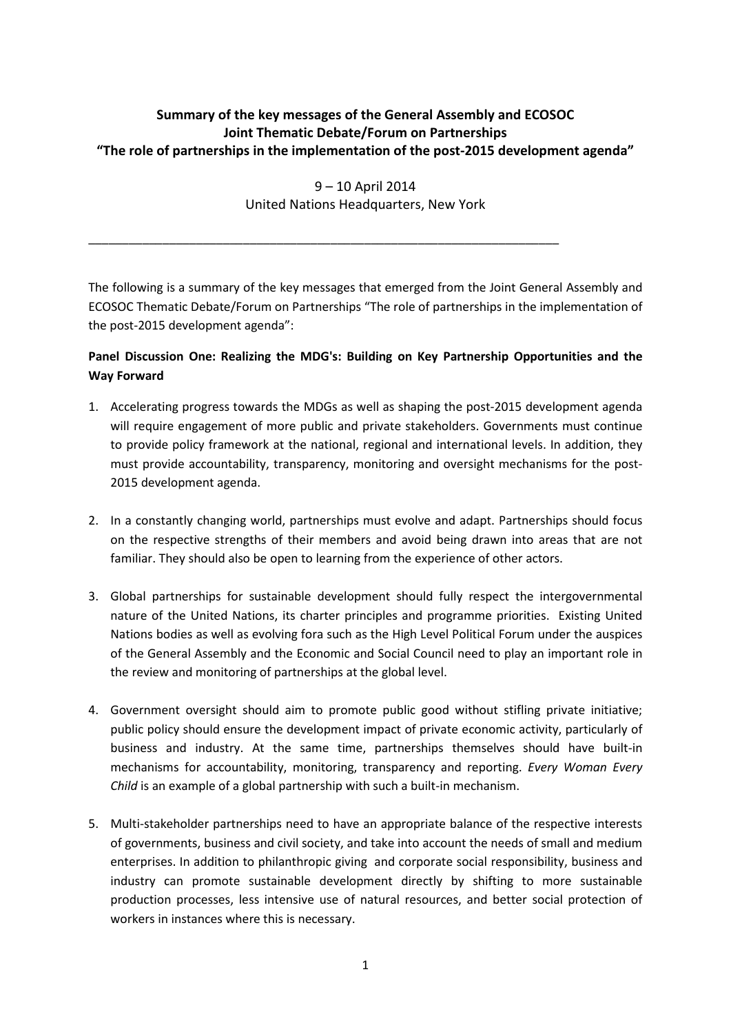# Summary of the key messages of the General Assembly and ECOSOC Joint Thematic Debate/Forum on Partnerships "The role of partnerships in the implementation of the post-2015 development agenda"

9 – 10 April 2014
United Nations Headquarters, New York

---

The following is a summary of the key messages that emerged from the Joint General Assembly and ECOSOC Thematic Debate/Forum on Partnerships "The role of partnerships in the implementation of the post-2015 development agenda":

**Panel Discussion One: Realizing the MDG's: Building on Key Partnership Opportunities and the Way Forward**

1. Accelerating progress towards the MDGs as well as shaping the post-2015 development agenda will require engagement of more public and private stakeholders. Governments must continue to provide policy framework at the national, regional and international levels. In addition, they must provide accountability, transparency, monitoring and oversight mechanisms for the post-2015 development agenda.

2. In a constantly changing world, partnerships must evolve and adapt. Partnerships should focus on the respective strengths of their members and avoid being drawn into areas that are not familiar. They should also be open to learning from the experience of other actors.

3. Global partnerships for sustainable development should fully respect the intergovernmental nature of the United Nations, its charter principles and programme priorities. Existing United Nations bodies as well as evolving fora such as the High Level Political Forum under the auspices of the General Assembly and the Economic and Social Council need to play an important role in the review and monitoring of partnerships at the global level.

4. Government oversight should aim to promote public good without stifling private initiative; public policy should ensure the development impact of private economic activity, particularly of business and industry. At the same time, partnerships themselves should have built-in mechanisms for accountability, monitoring, transparency and reporting. *Every Woman Every Child* is an example of a global partnership with such a built-in mechanism.

5. Multi-stakeholder partnerships need to have an appropriate balance of the respective interests of governments, business and civil society, and take into account the needs of small and medium enterprises. In addition to philanthropic giving and corporate social responsibility, business and industry can promote sustainable development directly by shifting to more sustainable production processes, less intensive use of natural resources, and better social protection of workers in instances where this is necessary.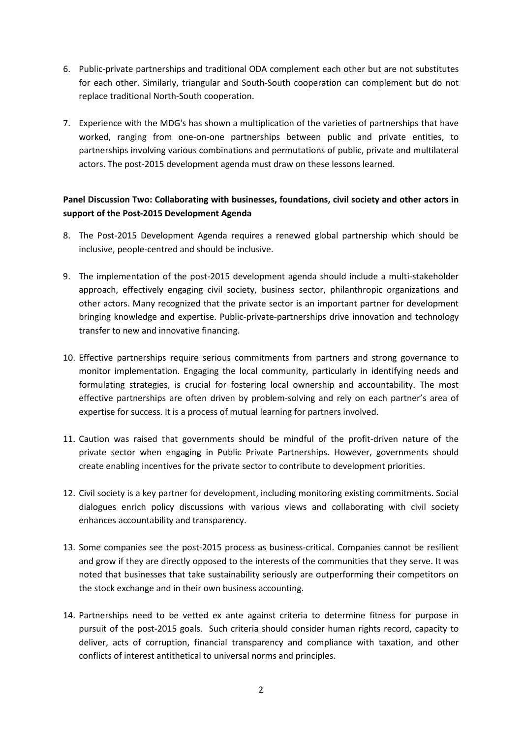6. Public-private partnerships and traditional ODA complement each other but are not substitutes for each other. Similarly, triangular and South-South cooperation can complement but do not replace traditional North-South cooperation.

7. Experience with the MDG's has shown a multiplication of the varieties of partnerships that have worked, ranging from one-on-one partnerships between public and private entities, to partnerships involving various combinations and permutations of public, private and multilateral actors. The post-2015 development agenda must draw on these lessons learned.

**Panel Discussion Two: Collaborating with businesses, foundations, civil society and other actors in support of the Post-2015 Development Agenda**

8. The Post-2015 Development Agenda requires a renewed global partnership which should be inclusive, people-centred and should be inclusive.

9. The implementation of the post-2015 development agenda should include a multi-stakeholder approach, effectively engaging civil society, business sector, philanthropic organizations and other actors. Many recognized that the private sector is an important partner for development bringing knowledge and expertise. Public-private-partnerships drive innovation and technology transfer to new and innovative financing.

10. Effective partnerships require serious commitments from partners and strong governance to monitor implementation. Engaging the local community, particularly in identifying needs and formulating strategies, is crucial for fostering local ownership and accountability. The most effective partnerships are often driven by problem-solving and rely on each partner's area of expertise for success. It is a process of mutual learning for partners involved.

11. Caution was raised that governments should be mindful of the profit-driven nature of the private sector when engaging in Public Private Partnerships. However, governments should create enabling incentives for the private sector to contribute to development priorities.

12. Civil society is a key partner for development, including monitoring existing commitments. Social dialogues enrich policy discussions with various views and collaborating with civil society enhances accountability and transparency.

13. Some companies see the post-2015 process as business-critical. Companies cannot be resilient and grow if they are directly opposed to the interests of the communities that they serve. It was noted that businesses that take sustainability seriously are outperforming their competitors on the stock exchange and in their own business accounting.

14. Partnerships need to be vetted ex ante against criteria to determine fitness for purpose in pursuit of the post-2015 goals. Such criteria should consider human rights record, capacity to deliver, acts of corruption, financial transparency and compliance with taxation, and other conflicts of interest antithetical to universal norms and principles.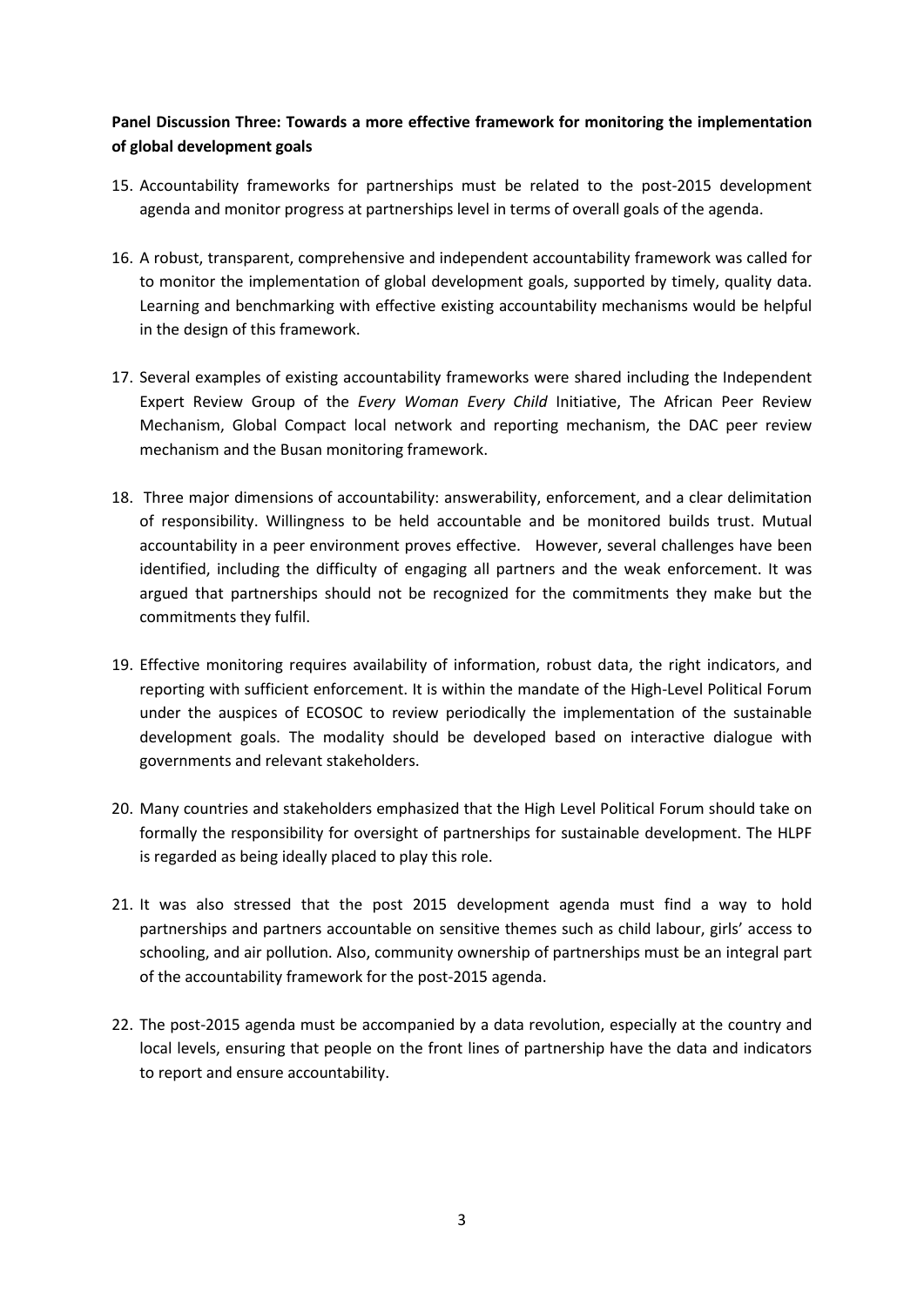**Panel Discussion Three: Towards a more effective framework for monitoring the implementation of global development goals**

15. Accountability frameworks for partnerships must be related to the post-2015 development agenda and monitor progress at partnerships level in terms of overall goals of the agenda.

16. A robust, transparent, comprehensive and independent accountability framework was called for to monitor the implementation of global development goals, supported by timely, quality data. Learning and benchmarking with effective existing accountability mechanisms would be helpful in the design of this framework.

17. Several examples of existing accountability frameworks were shared including the Independent Expert Review Group of the *Every Woman Every Child* Initiative, The African Peer Review Mechanism, Global Compact local network and reporting mechanism, the DAC peer review mechanism and the Busan monitoring framework.

18. Three major dimensions of accountability: answerability, enforcement, and a clear delimitation of responsibility. Willingness to be held accountable and be monitored builds trust. Mutual accountability in a peer environment proves effective. However, several challenges have been identified, including the difficulty of engaging all partners and the weak enforcement. It was argued that partnerships should not be recognized for the commitments they make but the commitments they fulfil.

19. Effective monitoring requires availability of information, robust data, the right indicators, and reporting with sufficient enforcement. It is within the mandate of the High-Level Political Forum under the auspices of ECOSOC to review periodically the implementation of the sustainable development goals. The modality should be developed based on interactive dialogue with governments and relevant stakeholders.

20. Many countries and stakeholders emphasized that the High Level Political Forum should take on formally the responsibility for oversight of partnerships for sustainable development. The HLPF is regarded as being ideally placed to play this role.

21. It was also stressed that the post 2015 development agenda must find a way to hold partnerships and partners accountable on sensitive themes such as child labour, girls' access to schooling, and air pollution. Also, community ownership of partnerships must be an integral part of the accountability framework for the post-2015 agenda.

22. The post-2015 agenda must be accompanied by a data revolution, especially at the country and local levels, ensuring that people on the front lines of partnership have the data and indicators to report and ensure accountability.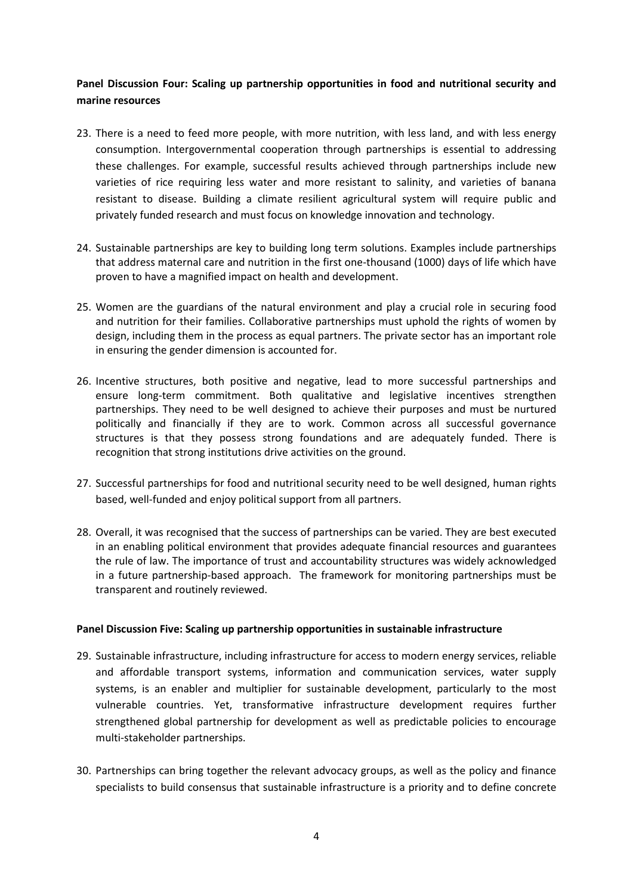**Panel Discussion Four: Scaling up partnership opportunities in food and nutritional security and marine resources**

23. There is a need to feed more people, with more nutrition, with less land, and with less energy consumption. Intergovernmental cooperation through partnerships is essential to addressing these challenges. For example, successful results achieved through partnerships include new varieties of rice requiring less water and more resistant to salinity, and varieties of banana resistant to disease. Building a climate resilient agricultural system will require public and privately funded research and must focus on knowledge innovation and technology.

24. Sustainable partnerships are key to building long term solutions. Examples include partnerships that address maternal care and nutrition in the first one-thousand (1000) days of life which have proven to have a magnified impact on health and development.

25. Women are the guardians of the natural environment and play a crucial role in securing food and nutrition for their families. Collaborative partnerships must uphold the rights of women by design, including them in the process as equal partners. The private sector has an important role in ensuring the gender dimension is accounted for.

26. Incentive structures, both positive and negative, lead to more successful partnerships and ensure long-term commitment. Both qualitative and legislative incentives strengthen partnerships. They need to be well designed to achieve their purposes and must be nurtured politically and financially if they are to work. Common across all successful governance structures is that they possess strong foundations and are adequately funded. There is recognition that strong institutions drive activities on the ground.

27. Successful partnerships for food and nutritional security need to be well designed, human rights based, well-funded and enjoy political support from all partners.

28. Overall, it was recognised that the success of partnerships can be varied. They are best executed in an enabling political environment that provides adequate financial resources and guarantees the rule of law. The importance of trust and accountability structures was widely acknowledged in a future partnership-based approach. The framework for monitoring partnerships must be transparent and routinely reviewed.

**Panel Discussion Five: Scaling up partnership opportunities in sustainable infrastructure**

29. Sustainable infrastructure, including infrastructure for access to modern energy services, reliable and affordable transport systems, information and communication services, water supply systems, is an enabler and multiplier for sustainable development, particularly to the most vulnerable countries. Yet, transformative infrastructure development requires further strengthened global partnership for development as well as predictable policies to encourage multi-stakeholder partnerships.

30. Partnerships can bring together the relevant advocacy groups, as well as the policy and finance specialists to build consensus that sustainable infrastructure is a priority and to define concrete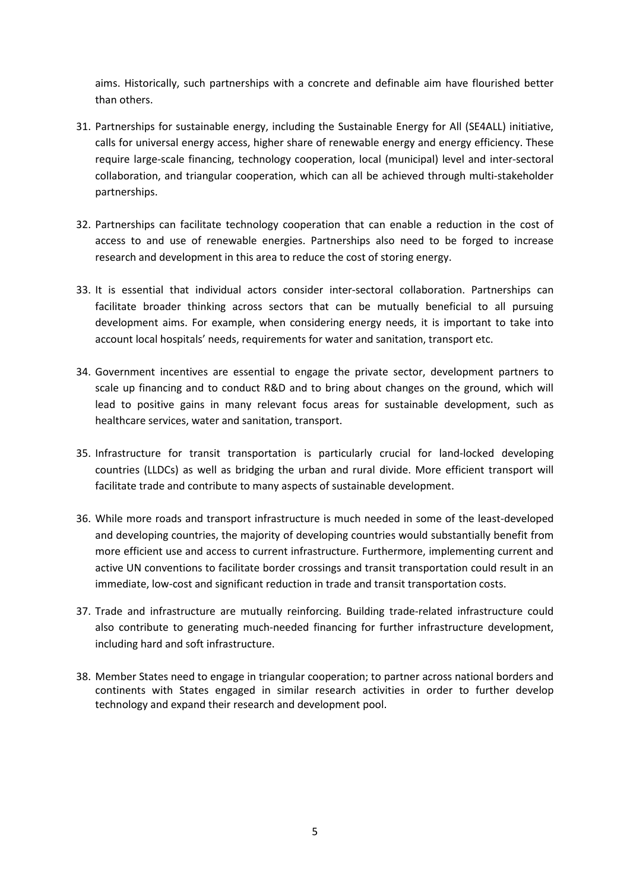aims. Historically, such partnerships with a concrete and definable aim have flourished better than others.

31. Partnerships for sustainable energy, including the Sustainable Energy for All (SE4ALL) initiative, calls for universal energy access, higher share of renewable energy and energy efficiency. These require large-scale financing, technology cooperation, local (municipal) level and inter-sectoral collaboration, and triangular cooperation, which can all be achieved through multi-stakeholder partnerships.

32. Partnerships can facilitate technology cooperation that can enable a reduction in the cost of access to and use of renewable energies. Partnerships also need to be forged to increase research and development in this area to reduce the cost of storing energy.

33. It is essential that individual actors consider inter-sectoral collaboration. Partnerships can facilitate broader thinking across sectors that can be mutually beneficial to all pursuing development aims. For example, when considering energy needs, it is important to take into account local hospitals' needs, requirements for water and sanitation, transport etc.

34. Government incentives are essential to engage the private sector, development partners to scale up financing and to conduct R&D and to bring about changes on the ground, which will lead to positive gains in many relevant focus areas for sustainable development, such as healthcare services, water and sanitation, transport.

35. Infrastructure for transit transportation is particularly crucial for land-locked developing countries (LLDCs) as well as bridging the urban and rural divide. More efficient transport will facilitate trade and contribute to many aspects of sustainable development.

36. While more roads and transport infrastructure is much needed in some of the least-developed and developing countries, the majority of developing countries would substantially benefit from more efficient use and access to current infrastructure. Furthermore, implementing current and active UN conventions to facilitate border crossings and transit transportation could result in an immediate, low-cost and significant reduction in trade and transit transportation costs.

37. Trade and infrastructure are mutually reinforcing. Building trade-related infrastructure could also contribute to generating much-needed financing for further infrastructure development, including hard and soft infrastructure.

38. Member States need to engage in triangular cooperation; to partner across national borders and continents with States engaged in similar research activities in order to further develop technology and expand their research and development pool.